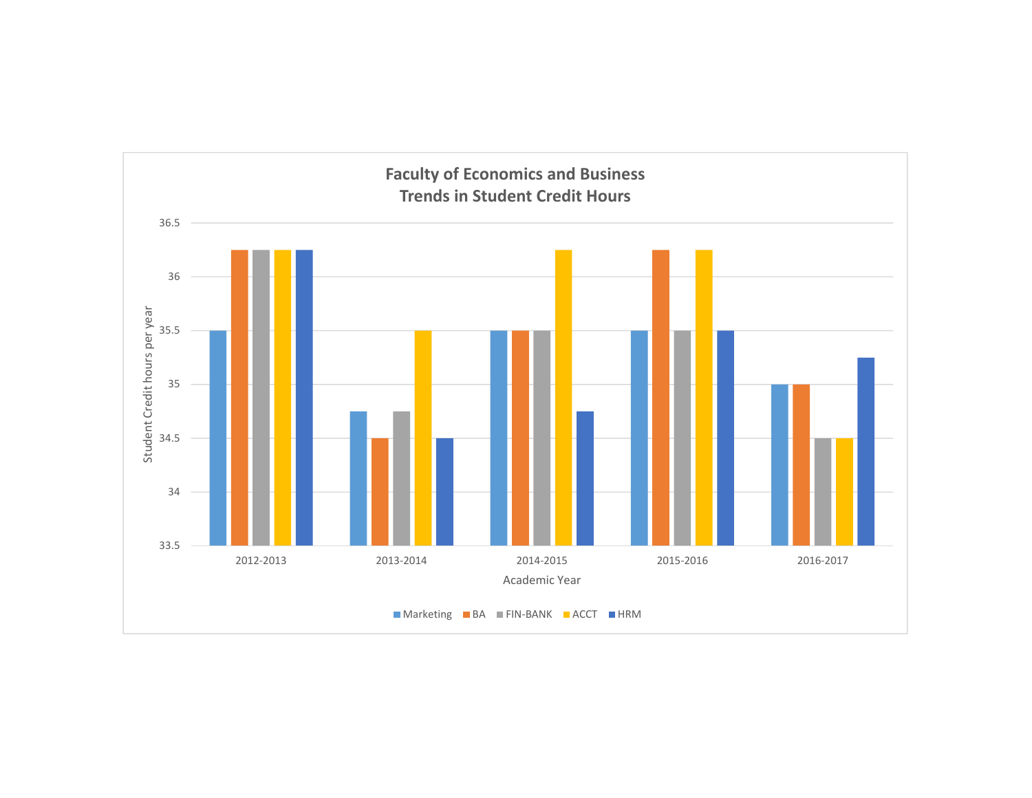**Faculty of Economics and Business**
**Trends in Student Credit Hours**

Student Credit hours per year

36.5
36
35.5
35
34.5
34
33.5

2012-2013 2013-2014 2014-2015 2015-2016 2016-2017

Academic Year

Marketing BA FIN-BANK ACCT HRM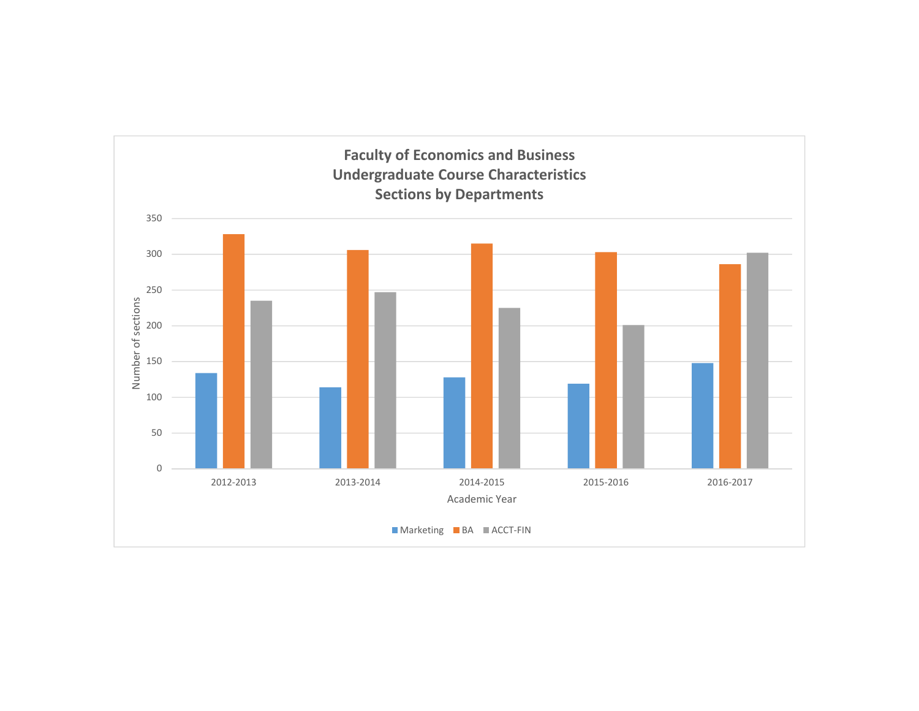**Faculty of Economics and Business**
**Undergraduate Course Characteristics**
**Sections by Departments**

Number of sections: 0, 50, 100, 150, 200, 250, 300, 350

Academic Year: 2012-2013, 2013-2014, 2014-2015, 2015-2016, 2016-2017

Marketing | BA | ACCT-FIN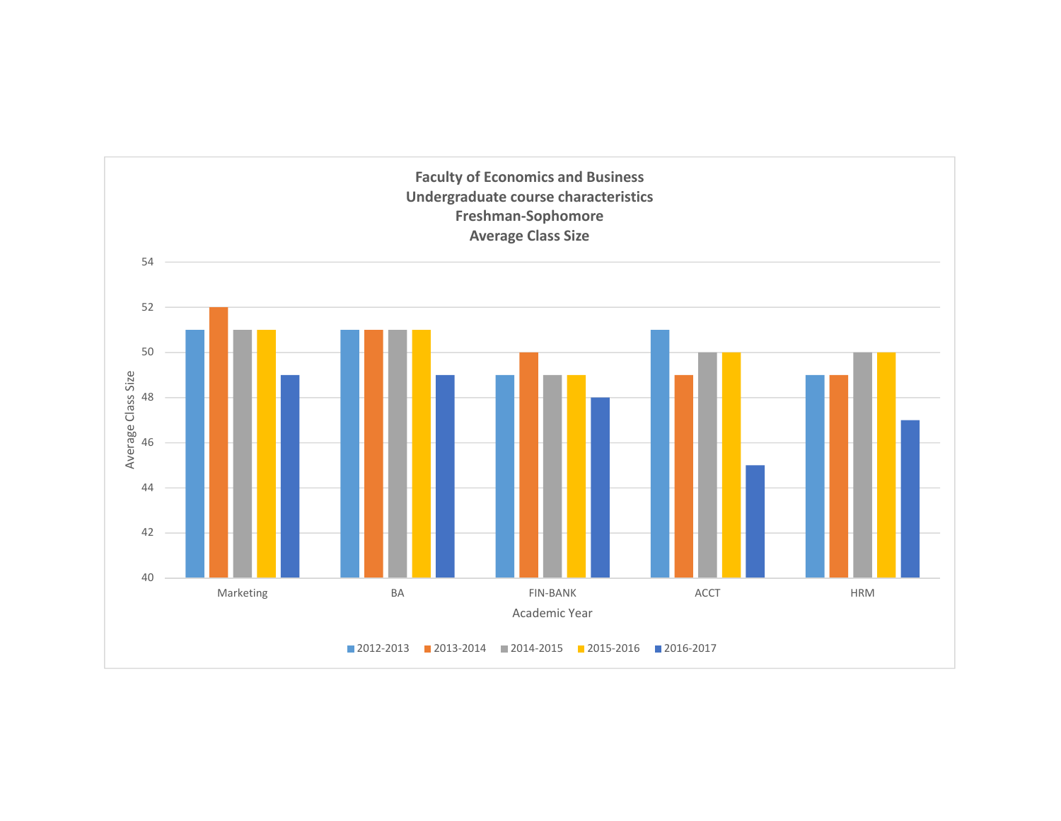**Faculty of Economics and Business**
**Undergraduate course characteristics**
**Freshman-Sophomore**
**Average Class Size**

| Academic Year | 2012-2013 | 2013-2014 | 2014-2015 | 2015-2016 | 2016-2017 |
|---|---|---|---|---|---|
| Marketing | 51 | 52 | 51 | 51 | 49 |
| BA | 51 | 51 | 51 | 51 | 49 |
| FIN-BANK | 49 | 50 | 49 | 49 | 48 |
| ACCT | 51 | 49 | 50 | 50 | 45 |
| HRM | 49 | 49 | 50 | 50 | 47 |

Average Class Size

Academic Year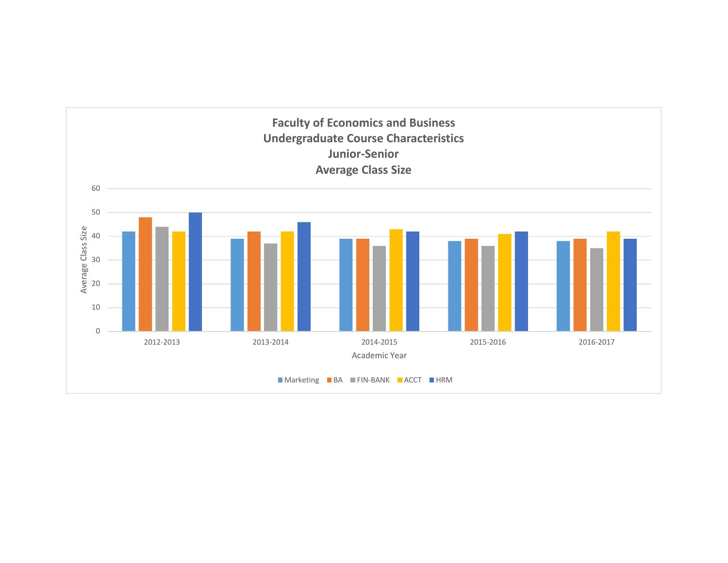**Faculty of Economics and Business**
**Undergraduate Course Characteristics**
**Junior-Senior**
**Average Class Size**

| Academic Year | Marketing | BA | FIN-BANK | ACCT | HRM |
|---|---|---|---|---|---|
| 2012-2013 | 42 | 48 | 44 | 42 | 50 |
| 2013-2014 | 39 | 42 | 37 | 42 | 46 |
| 2014-2015 | 39 | 39 | 36 | 43 | 42 |
| 2015-2016 | 38 | 39 | 36 | 41 | 42 |
| 2016-2017 | 38 | 39 | 35 | 42 | 39 |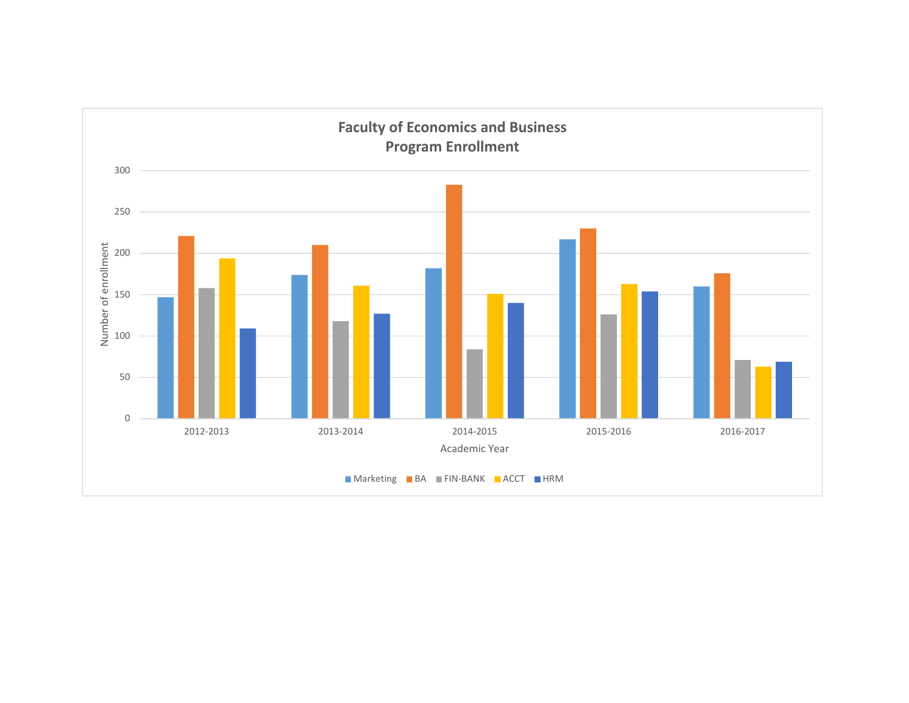**Faculty of Economics and Business**
**Program Enrollment**

Number of enrollment

300
250
200
150
100
50
0

2012-2013 2013-2014 2014-2015 2015-2016 2016-2017

Academic Year

Marketing BA FIN-BANK ACCT HRM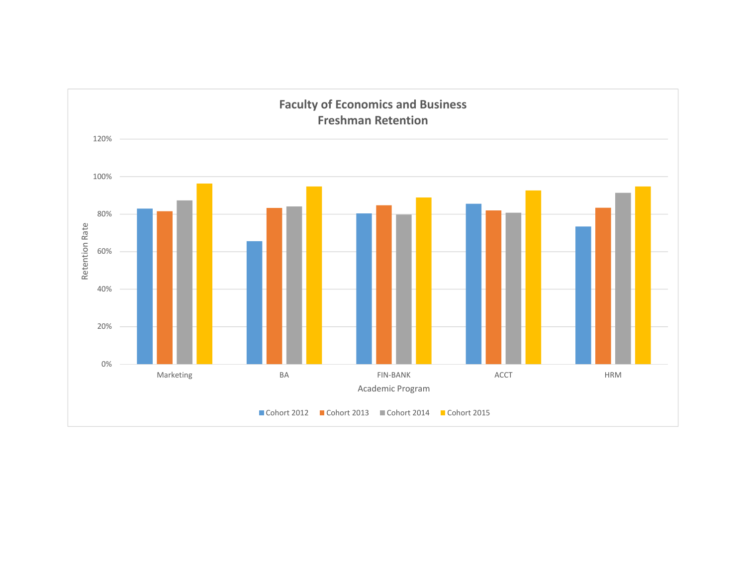**Faculty of Economics and Business**
**Freshman Retention**

120%
100%
80%
60%
40%
20%
0%

Retention Rate

Marketing | BA | FIN-BANK | ACCT | HRM

Academic Program

Cohort 2012 | Cohort 2013 | Cohort 2014 | Cohort 2015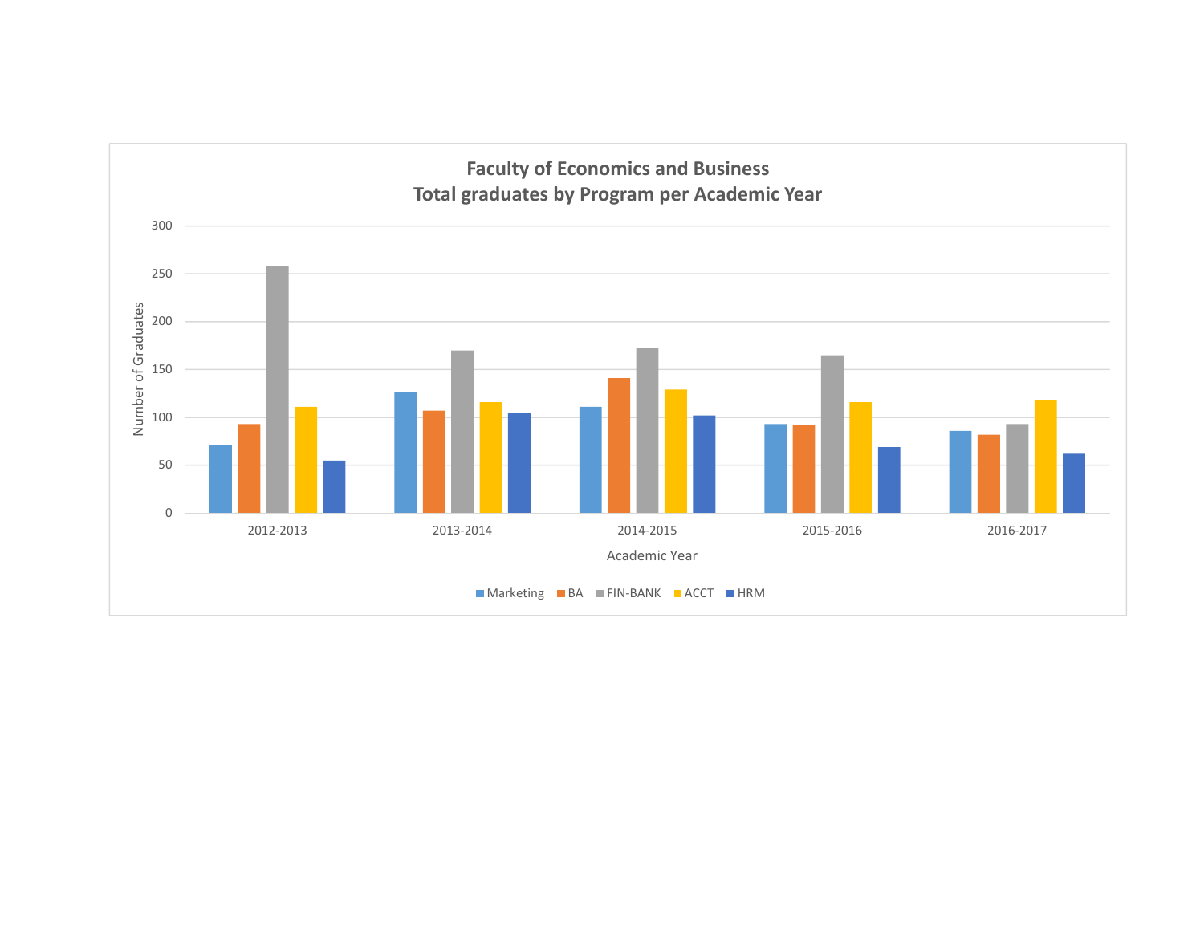**Faculty of Economics and Business**
**Total graduates by Program per Academic Year**

Number of Graduates

300
250
200
150
100
50
0

2012-2013 2013-2014 2014-2015 2015-2016 2016-2017

Academic Year

Marketing BA FIN-BANK ACCT HRM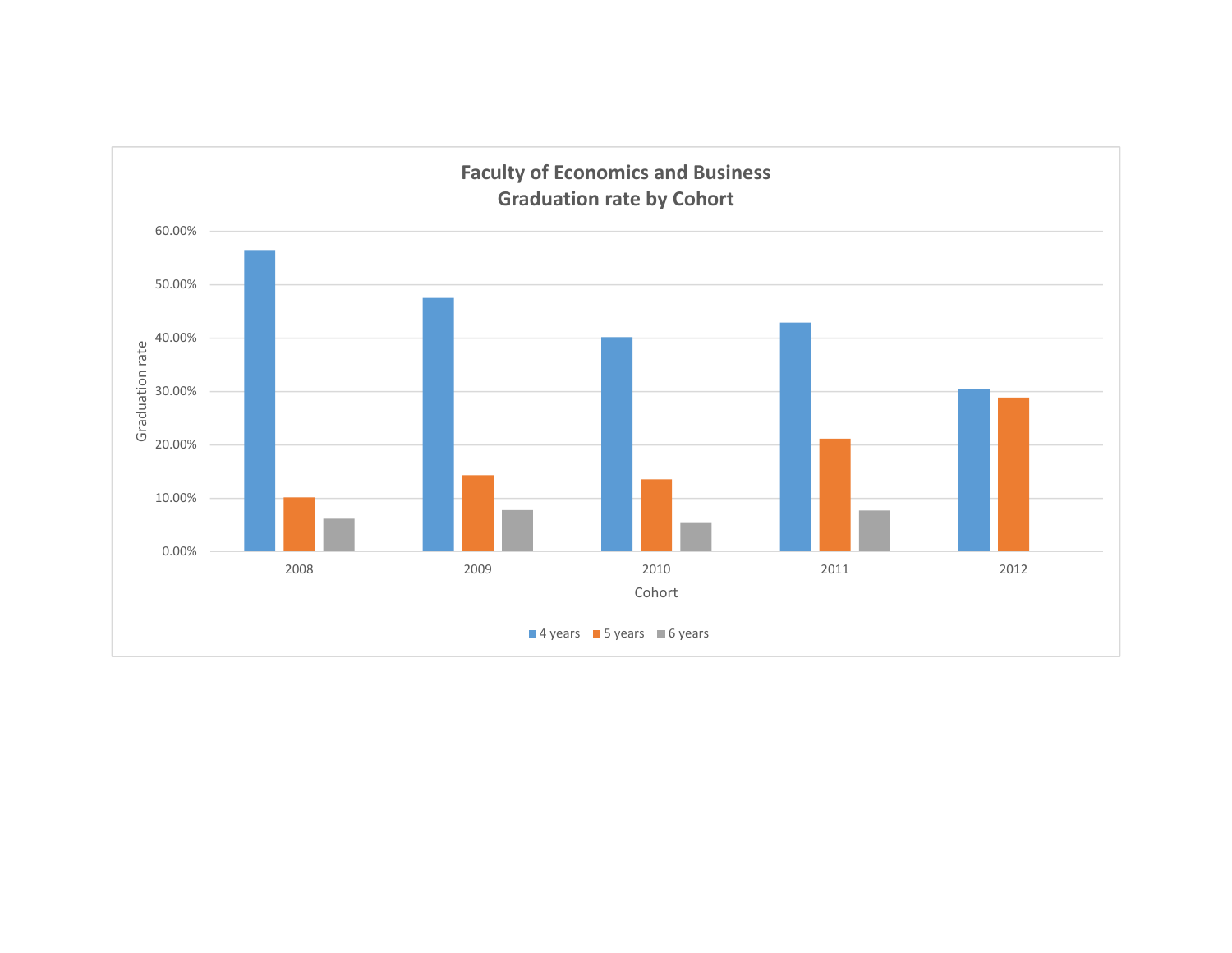**Faculty of Economics and Business**
**Graduation rate by Cohort**

60.00%
50.00%
40.00%
30.00%
20.00%
10.00%
0.00%

Graduation rate

2008
2009
2010
2011
2012

Cohort

4 years
5 years
6 years